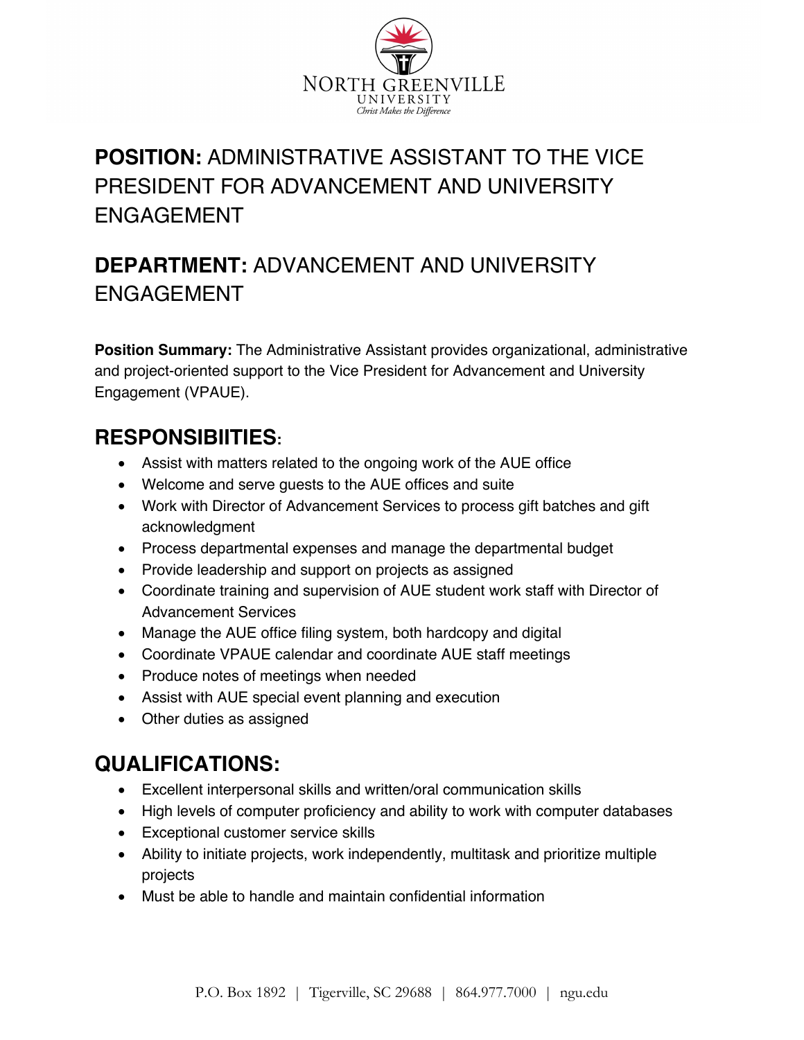NORTH GREENVILLE UNIVERSITY
*Christ Makes the Difference*

# **POSITION:** ADMINISTRATIVE ASSISTANT TO THE VICE PRESIDENT FOR ADVANCEMENT AND UNIVERSITY ENGAGEMENT

# **DEPARTMENT:** ADVANCEMENT AND UNIVERSITY ENGAGEMENT

**Position Summary:** The Administrative Assistant provides organizational, administrative and project-oriented support to the Vice President for Advancement and University Engagement (VPAUE).

## RESPONSIBIITIES:

- Assist with matters related to the ongoing work of the AUE office
- Welcome and serve guests to the AUE offices and suite
- Work with Director of Advancement Services to process gift batches and gift acknowledgment
- Process departmental expenses and manage the departmental budget
- Provide leadership and support on projects as assigned
- Coordinate training and supervision of AUE student work staff with Director of Advancement Services
- Manage the AUE office filing system, both hardcopy and digital
- Coordinate VPAUE calendar and coordinate AUE staff meetings
- Produce notes of meetings when needed
- Assist with AUE special event planning and execution
- Other duties as assigned

## QUALIFICATIONS:

- Excellent interpersonal skills and written/oral communication skills
- High levels of computer proficiency and ability to work with computer databases
- Exceptional customer service skills
- Ability to initiate projects, work independently, multitask and prioritize multiple projects
- Must be able to handle and maintain confidential information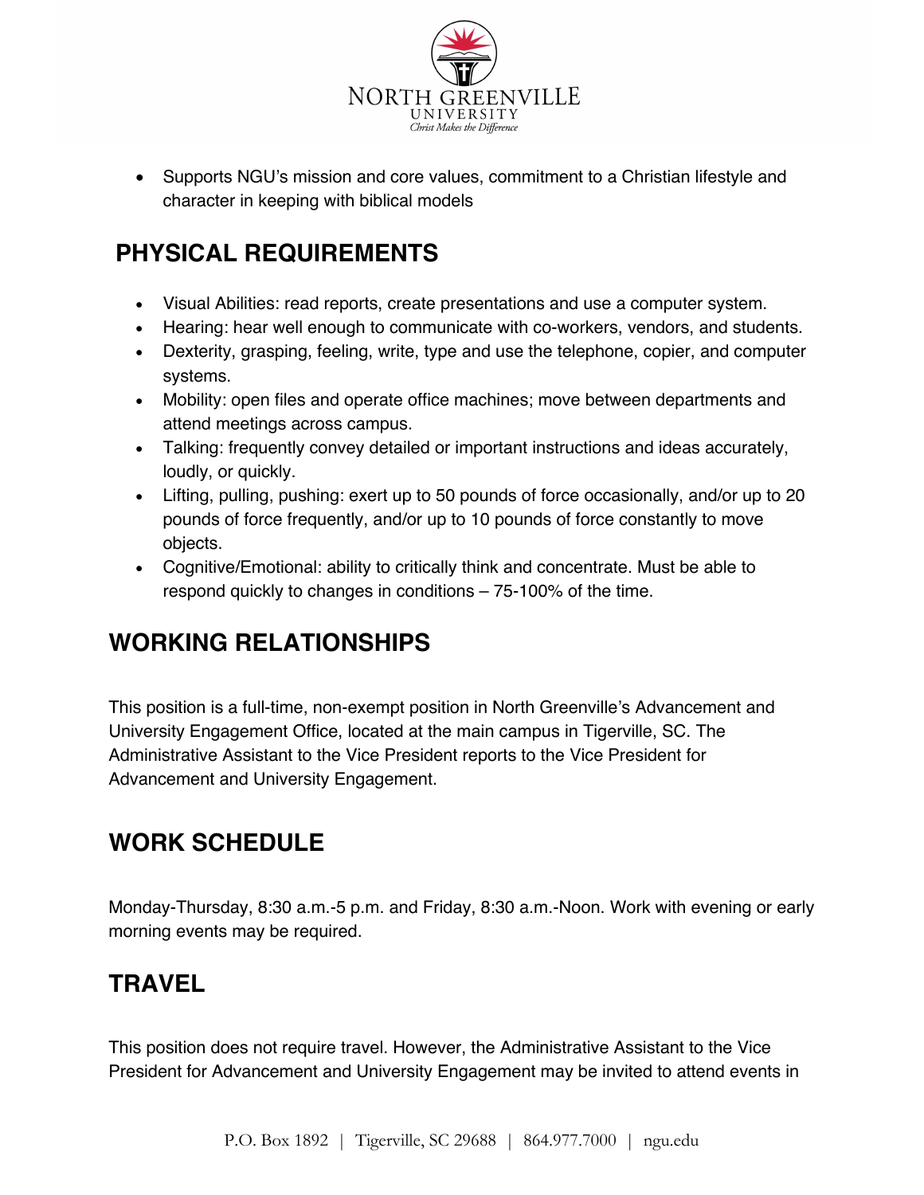- Supports NGU's mission and core values, commitment to a Christian lifestyle and character in keeping with biblical models

## PHYSICAL REQUIREMENTS

- Visual Abilities: read reports, create presentations and use a computer system.
- Hearing: hear well enough to communicate with co-workers, vendors, and students.
- Dexterity, grasping, feeling, write, type and use the telephone, copier, and computer systems.
- Mobility: open files and operate office machines; move between departments and attend meetings across campus.
- Talking: frequently convey detailed or important instructions and ideas accurately, loudly, or quickly.
- Lifting, pulling, pushing: exert up to 50 pounds of force occasionally, and/or up to 20 pounds of force frequently, and/or up to 10 pounds of force constantly to move objects.
- Cognitive/Emotional: ability to critically think and concentrate. Must be able to respond quickly to changes in conditions – 75-100% of the time.

## WORKING RELATIONSHIPS

This position is a full-time, non-exempt position in North Greenville's Advancement and University Engagement Office, located at the main campus in Tigerville, SC. The Administrative Assistant to the Vice President reports to the Vice President for Advancement and University Engagement.

## WORK SCHEDULE

Monday-Thursday, 8:30 a.m.-5 p.m. and Friday, 8:30 a.m.-Noon. Work with evening or early morning events may be required.

## TRAVEL

This position does not require travel. However, the Administrative Assistant to the Vice President for Advancement and University Engagement may be invited to attend events in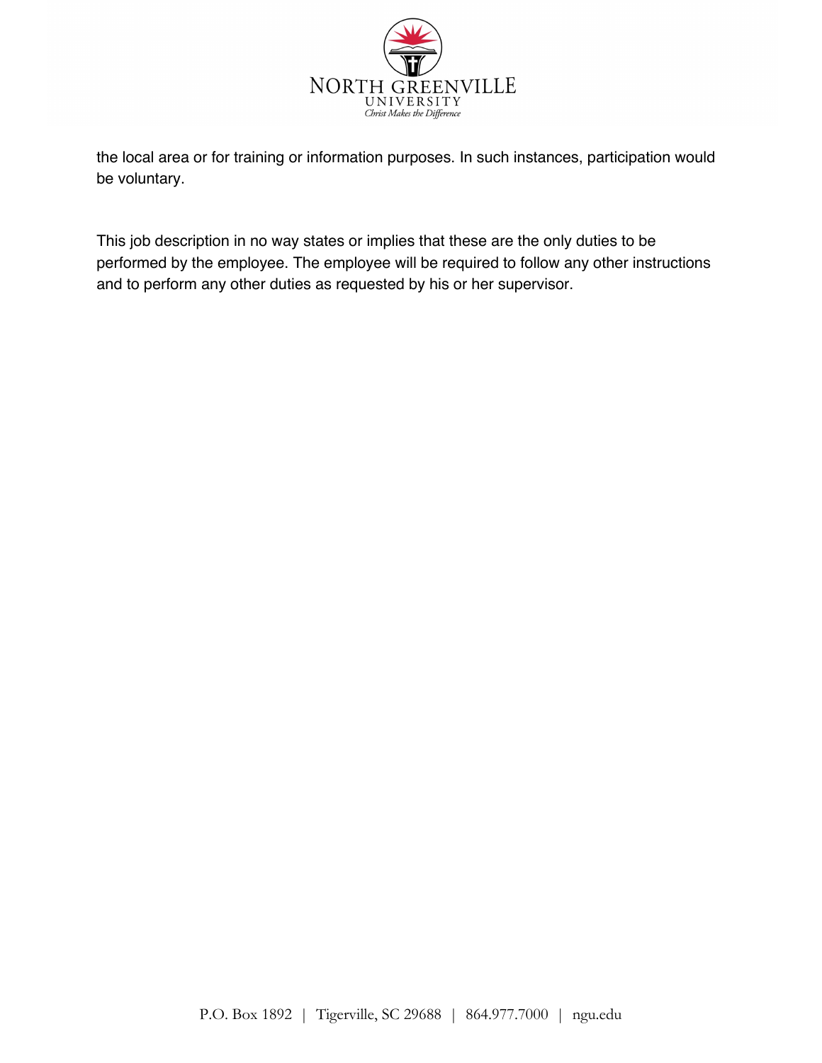the local area or for training or information purposes. In such instances, participation would be voluntary.

This job description in no way states or implies that these are the only duties to be performed by the employee. The employee will be required to follow any other instructions and to perform any other duties as requested by his or her supervisor.